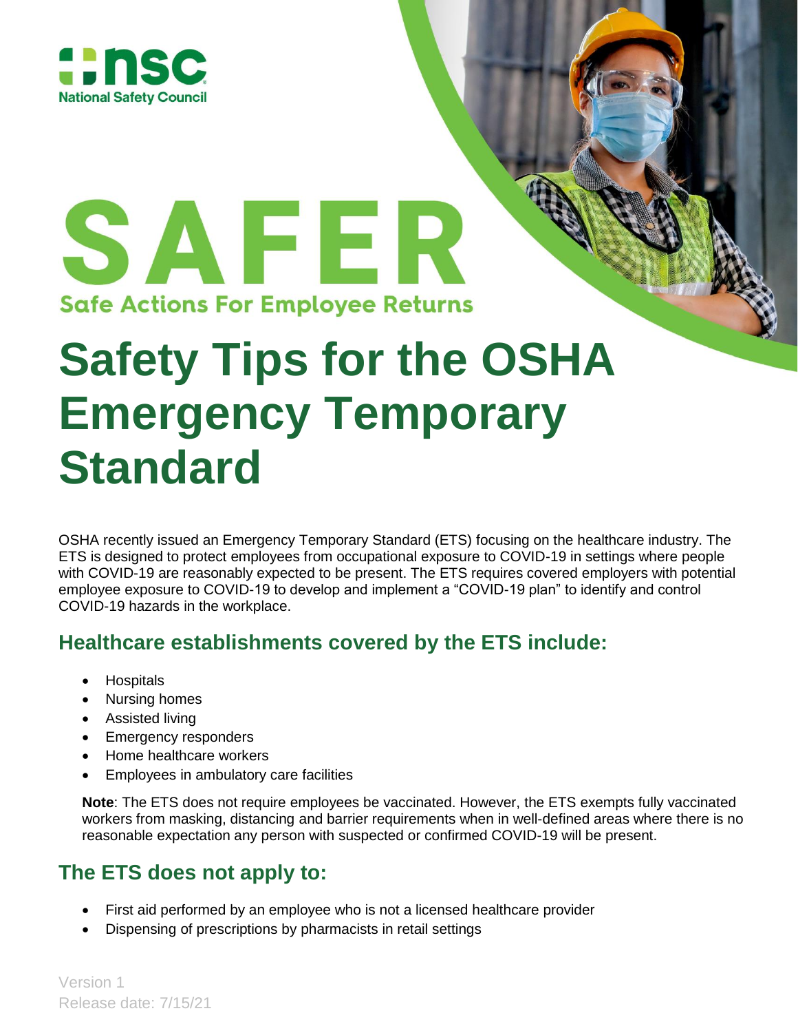National Safety Council

# SAFER

**Safe Actions For Employee Returns**

# Safety Tips for the OSHA Emergency Temporary Standard

OSHA recently issued an Emergency Temporary Standard (ETS) focusing on the healthcare industry. The ETS is designed to protect employees from occupational exposure to COVID-19 in settings where people with COVID-19 are reasonably expected to be present. The ETS requires covered employers with potential employee exposure to COVID-19 to develop and implement a "COVID-19 plan" to identify and control COVID-19 hazards in the workplace.

## Healthcare establishments covered by the ETS include:

- Hospitals
- Nursing homes
- Assisted living
- Emergency responders
- Home healthcare workers
- Employees in ambulatory care facilities

**Note**: The ETS does not require employees be vaccinated. However, the ETS exempts fully vaccinated workers from masking, distancing and barrier requirements when in well-defined areas where there is no reasonable expectation any person with suspected or confirmed COVID-19 will be present.

## The ETS does not apply to:

- First aid performed by an employee who is not a licensed healthcare provider
- Dispensing of prescriptions by pharmacists in retail settings

Version 1
Release date: 7/15/21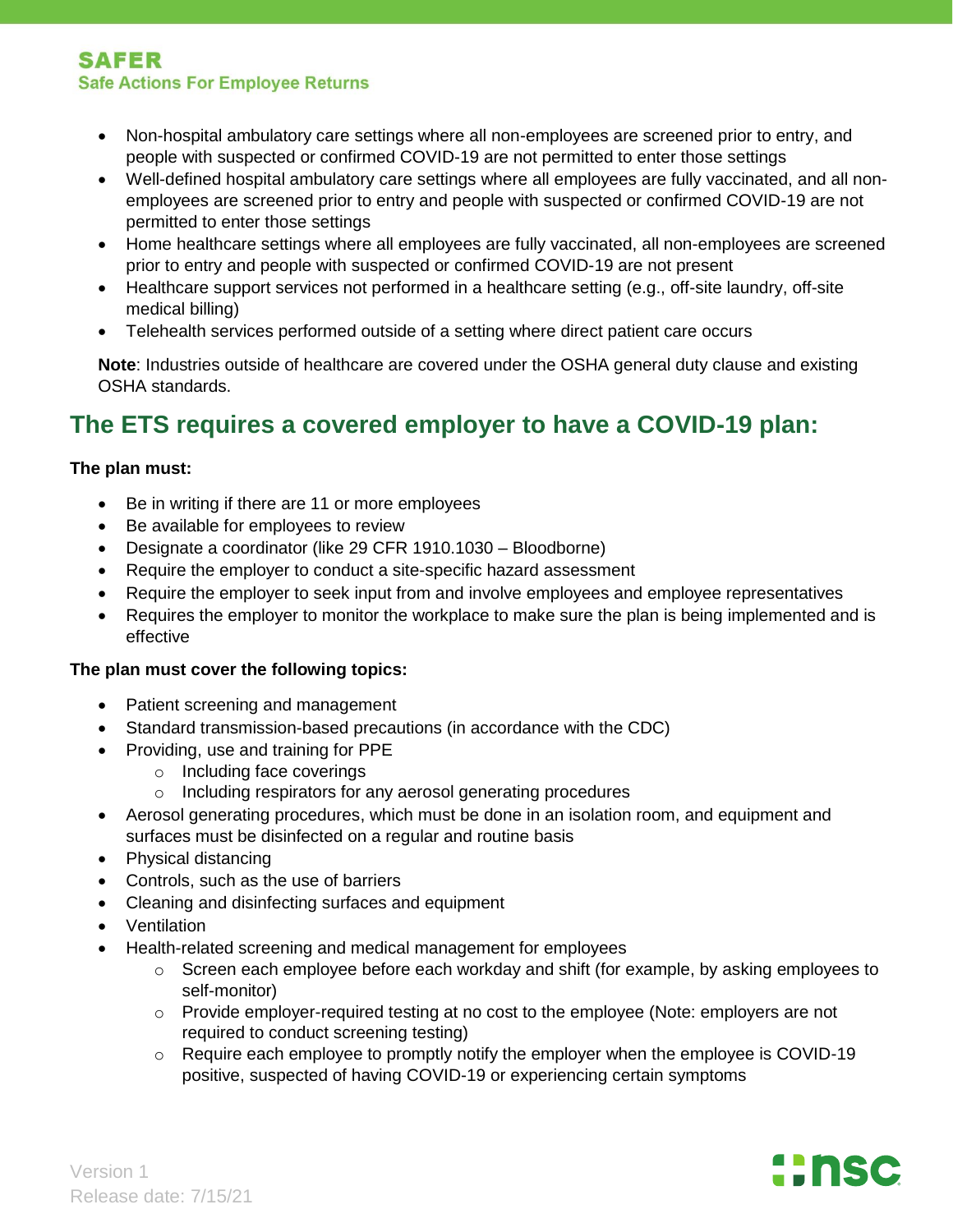- Non-hospital ambulatory care settings where all non-employees are screened prior to entry, and people with suspected or confirmed COVID-19 are not permitted to enter those settings
- Well-defined hospital ambulatory care settings where all employees are fully vaccinated, and all non-employees are screened prior to entry and people with suspected or confirmed COVID-19 are not permitted to enter those settings
- Home healthcare settings where all employees are fully vaccinated, all non-employees are screened prior to entry and people with suspected or confirmed COVID-19 are not present
- Healthcare support services not performed in a healthcare setting (e.g., off-site laundry, off-site medical billing)
- Telehealth services performed outside of a setting where direct patient care occurs

**Note**: Industries outside of healthcare are covered under the OSHA general duty clause and existing OSHA standards.

## The ETS requires a covered employer to have a COVID-19 plan:

**The plan must:**

- Be in writing if there are 11 or more employees
- Be available for employees to review
- Designate a coordinator (like 29 CFR 1910.1030 – Bloodborne)
- Require the employer to conduct a site-specific hazard assessment
- Require the employer to seek input from and involve employees and employee representatives
- Requires the employer to monitor the workplace to make sure the plan is being implemented and is effective

**The plan must cover the following topics:**

- Patient screening and management
- Standard transmission-based precautions (in accordance with the CDC)
- Providing, use and training for PPE
  - Including face coverings
  - Including respirators for any aerosol generating procedures
- Aerosol generating procedures, which must be done in an isolation room, and equipment and surfaces must be disinfected on a regular and routine basis
- Physical distancing
- Controls, such as the use of barriers
- Cleaning and disinfecting surfaces and equipment
- Ventilation
- Health-related screening and medical management for employees
  - Screen each employee before each workday and shift (for example, by asking employees to self-monitor)
  - Provide employer-required testing at no cost to the employee (Note: employers are not required to conduct screening testing)
  - Require each employee to promptly notify the employer when the employee is COVID-19 positive, suspected of having COVID-19 or experiencing certain symptoms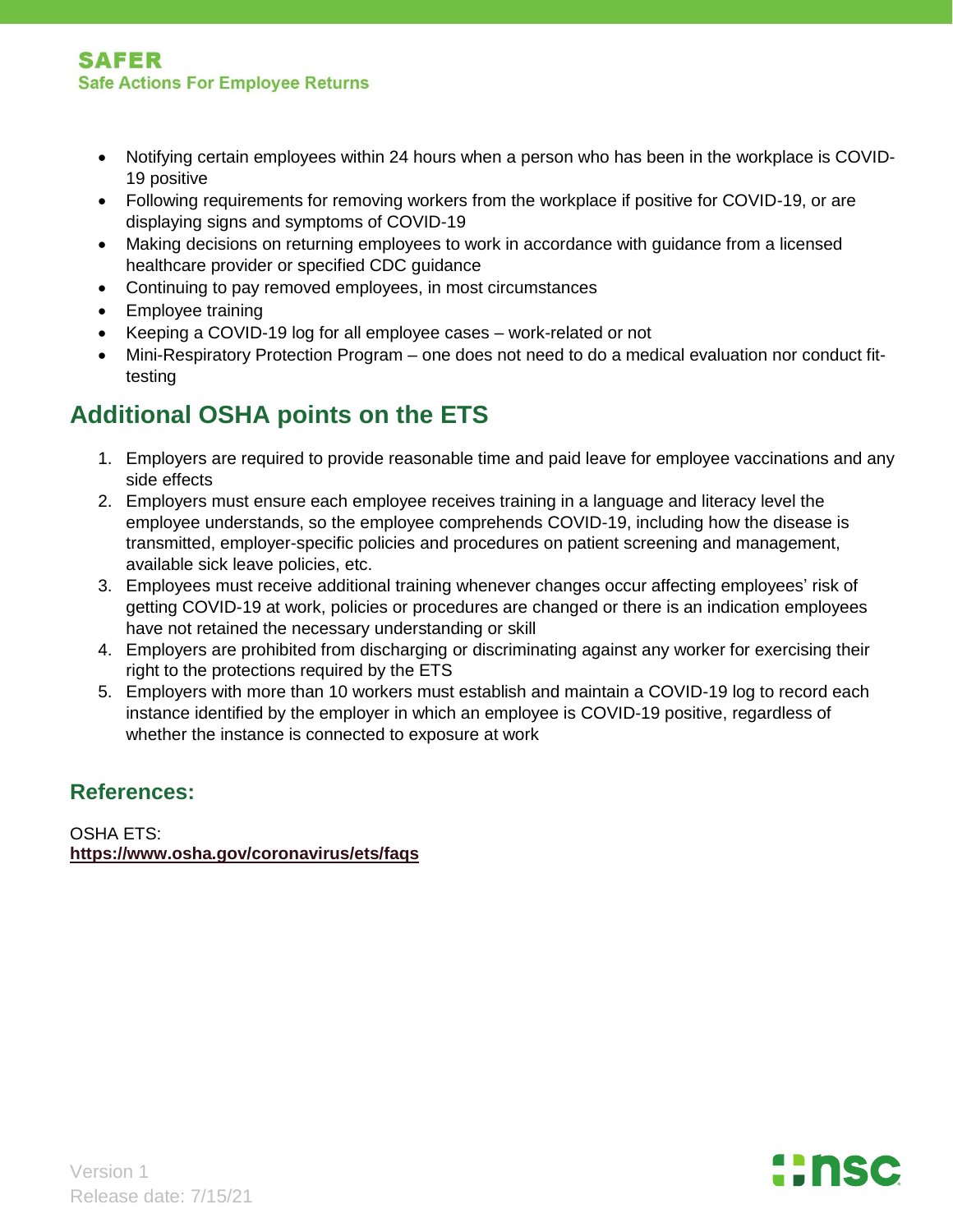- Notifying certain employees within 24 hours when a person who has been in the workplace is COVID-19 positive
- Following requirements for removing workers from the workplace if positive for COVID-19, or are displaying signs and symptoms of COVID-19
- Making decisions on returning employees to work in accordance with guidance from a licensed healthcare provider or specified CDC guidance
- Continuing to pay removed employees, in most circumstances
- Employee training
- Keeping a COVID-19 log for all employee cases – work-related or not
- Mini-Respiratory Protection Program – one does not need to do a medical evaluation nor conduct fit-testing

## Additional OSHA points on the ETS

1. Employers are required to provide reasonable time and paid leave for employee vaccinations and any side effects
2. Employers must ensure each employee receives training in a language and literacy level the employee understands, so the employee comprehends COVID-19, including how the disease is transmitted, employer-specific policies and procedures on patient screening and management, available sick leave policies, etc.
3. Employees must receive additional training whenever changes occur affecting employees' risk of getting COVID-19 at work, policies or procedures are changed or there is an indication employees have not retained the necessary understanding or skill
4. Employers are prohibited from discharging or discriminating against any worker for exercising their right to the protections required by the ETS
5. Employers with more than 10 workers must establish and maintain a COVID-19 log to record each instance identified by the employer in which an employee is COVID-19 positive, regardless of whether the instance is connected to exposure at work

### References:

OSHA ETS:
**https://www.osha.gov/coronavirus/ets/faqs**

Version 1
Release date: 7/15/21